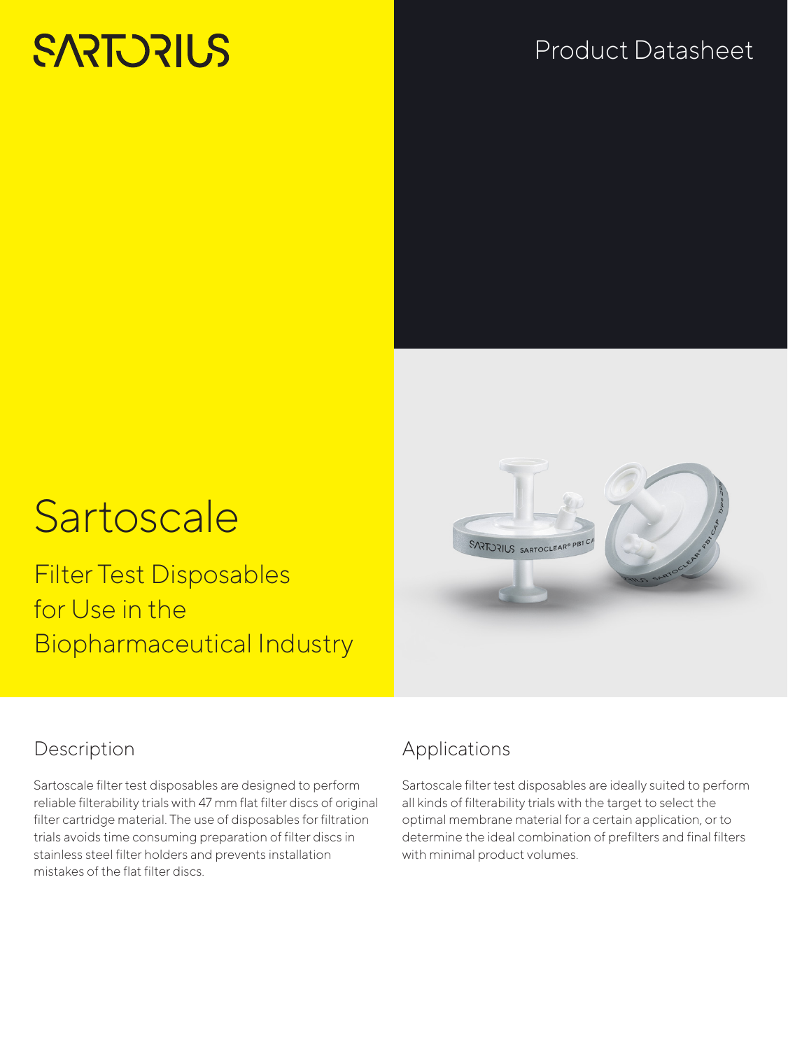SARTORIUS

Product Datasheet

# Sartoscale

## Filter Test Disposables for Use in the Biopharmaceutical Industry

## Description

Sartoscale filter test disposables are designed to perform reliable filterability trials with 47 mm flat filter discs of original filter cartridge material. The use of disposables for filtration trials avoids time consuming preparation of filter discs in stainless steel filter holders and prevents installation mistakes of the flat filter discs.

## Applications

Sartoscale filter test disposables are ideally suited to perform all kinds of filterability trials with the target to select the optimal membrane material for a certain application, or to determine the ideal combination of prefilters and final filters with minimal product volumes.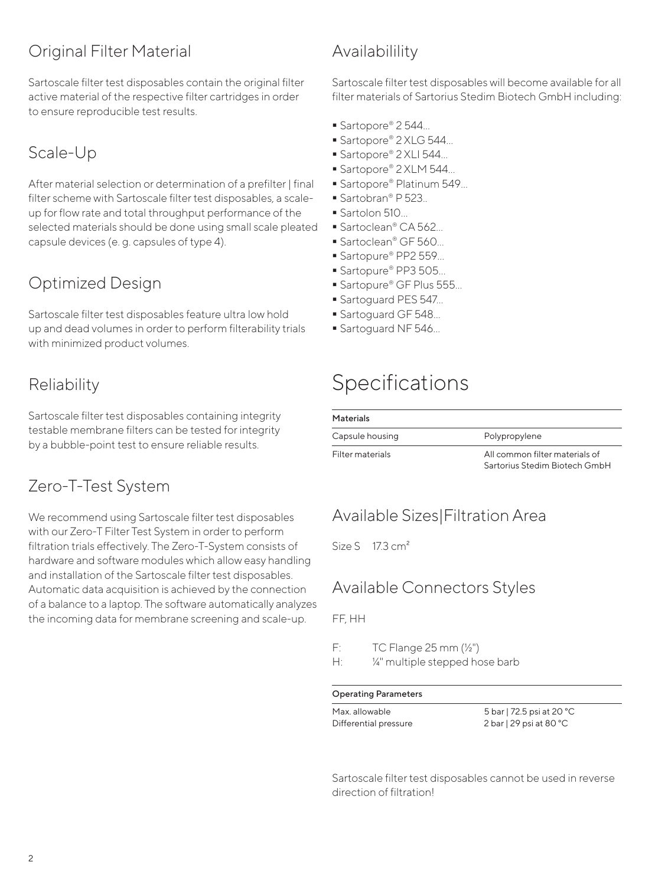## Original Filter Material

Sartoscale filter test disposables contain the original filter active material of the respective filter cartridges in order to ensure reproducible test results.

## Scale-Up

After material selection or determination of a prefilter | final filter scheme with Sartoscale filter test disposables, a scale-up for flow rate and total throughput performance of the selected materials should be done using small scale pleated capsule devices (e. g. capsules of type 4).

## Optimized Design

Sartoscale filter test disposables feature ultra low hold up and dead volumes in order to perform filterability trials with minimized product volumes.

## Reliability

Sartoscale filter test disposables containing integrity testable membrane filters can be tested for integrity by a bubble-point test to ensure reliable results.

## Zero-T-Test System

We recommend using Sartoscale filter test disposables with our Zero-T Filter Test System in order to perform filtration trials effectively. The Zero-T-System consists of hardware and software modules which allow easy handling and installation of the Sartoscale filter test disposables. Automatic data acquisition is achieved by the connection of a balance to a laptop. The software automatically analyzes the incoming data for membrane screening and scale-up.

## Availabilility

Sartoscale filter test disposables will become available for all filter materials of Sartorius Stedim Biotech GmbH including:

- Sartopore® 2 544...
- Sartopore® 2 XLG 544...
- Sartopore® 2 XLI 544...
- Sartopore® 2 XLM 544...
- Sartopore® Platinum 549...
- Sartobran® P 523..
- Sartolon 510...
- Sartoclean® CA 562...
- Sartoclean® GF 560...
- Sartopure® PP2 559...
- Sartopure® PP3 505...
- Sartopure® GF Plus 555...
- Sartoguard PES 547...
- Sartoguard GF 548...
- Sartoguard NF 546...

# Specifications

| Materials | |
|---|---|
| Capsule housing | Polypropylene |
| Filter materials | All common filter materials of Sartorius Stedim Biotech GmbH |

## Available Sizes|Filtration Area

Size S 17.3 cm²

## Available Connectors Styles

FF, HH

F: TC Flange 25 mm (½")
H: ¼" multiple stepped hose barb

| Operating Parameters | |
|---|---|
| Max. allowable Differential pressure | 5 bar \| 72.5 psi at 20 °C<br>2 bar \| 29 psi at 80 °C |

Sartoscale filter test disposables cannot be used in reverse direction of filtration!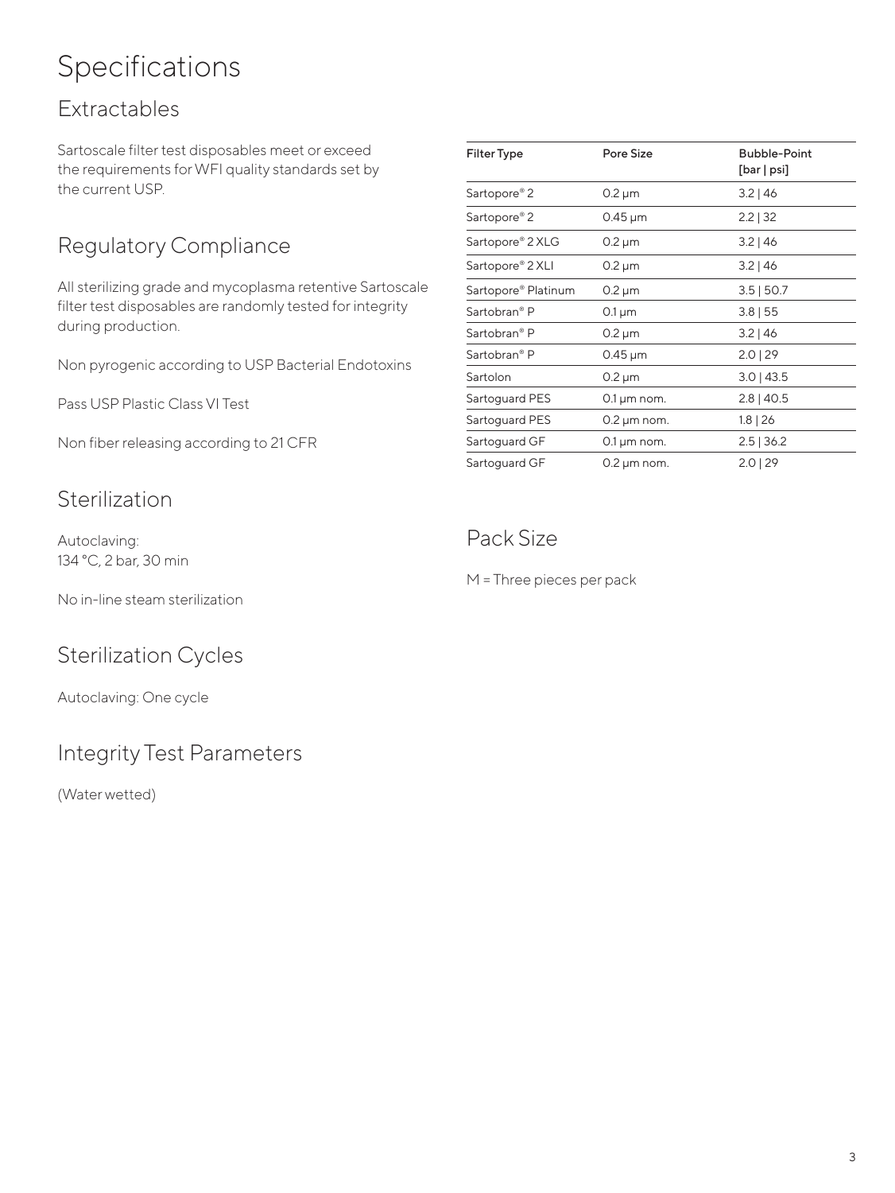# Specifications

## Extractables

Sartoscale filter test disposables meet or exceed the requirements for WFI quality standards set by the current USP.

## Regulatory Compliance

All sterilizing grade and mycoplasma retentive Sartoscale filter test disposables are randomly tested for integrity during production.

Non pyrogenic according to USP Bacterial Endotoxins

Pass USP Plastic Class VI Test

Non fiber releasing according to 21 CFR

## Sterilization

Autoclaving:
134 °C, 2 bar, 30 min

No in-line steam sterilization

## Sterilization Cycles

Autoclaving: One cycle

## Integrity Test Parameters

(Water wetted)

| Filter Type | Pore Size | Bubble-Point [bar | psi] |
|---|---|---|
| Sartopore® 2 | 0.2 µm | 3.2 | 46 |
| Sartopore® 2 | 0.45 µm | 2.2 | 32 |
| Sartopore® 2 XLG | 0.2 µm | 3.2 | 46 |
| Sartopore® 2 XLI | 0.2 µm | 3.2 | 46 |
| Sartopore® Platinum | 0.2 µm | 3.5 | 50.7 |
| Sartobran® P | 0.1 µm | 3.8 | 55 |
| Sartobran® P | 0.2 µm | 3.2 | 46 |
| Sartobran® P | 0.45 µm | 2.0 | 29 |
| Sartolon | 0.2 µm | 3.0 | 43.5 |
| Sartoguard PES | 0.1 µm nom. | 2.8 | 40.5 |
| Sartoguard PES | 0.2 µm nom. | 1.8 | 26 |
| Sartoguard GF | 0.1 µm nom. | 2.5 | 36.2 |
| Sartoguard GF | 0.2 µm nom. | 2.0 | 29 |

## Pack Size

M = Three pieces per pack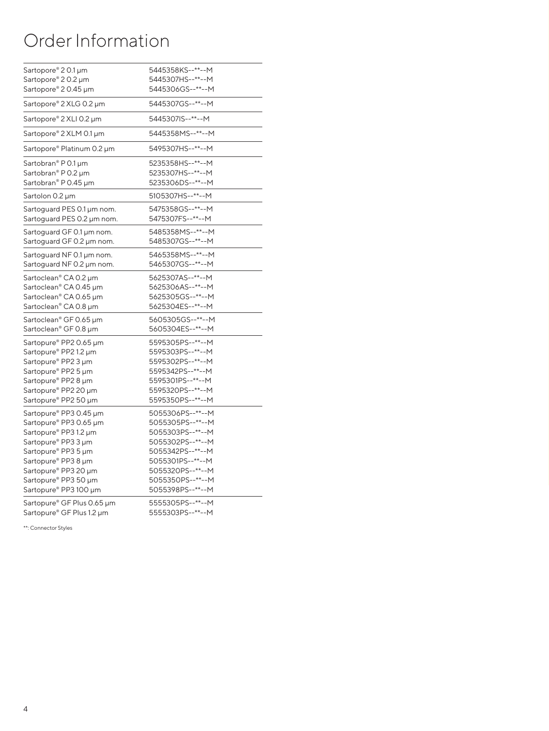# Order Information

| | |
|---|---|
| Sartopore® 2 0.1 µm | 5445358KS--**--M |
| Sartopore® 2 0.2 µm | 5445307HS--**--M |
| Sartopore® 2 0.45 µm | 5445306GS--**--M |
| Sartopore® 2 XLG 0.2 µm | 5445307GS--**--M |
| Sartopore® 2 XLI 0.2 µm | 5445307IS--**--M |
| Sartopore® 2 XLM 0.1 µm | 5445358MS--**--M |
| Sartopore® Platinum 0.2 µm | 5495307HS--**--M |
| Sartobran® P 0.1 µm | 5235358HS--**--M |
| Sartobran® P 0.2 µm | 5235307HS--**--M |
| Sartobran® P 0.45 µm | 5235306DS--**--M |
| Sartolon 0.2 µm | 5105307HS--**--M |
| Sartoguard PES 0.1 µm nom. | 5475358GS--**--M |
| Sartoguard PES 0.2 µm nom. | 5475307FS--**--M |
| Sartoguard GF 0.1 µm nom. | 5485358MS--**--M |
| Sartoguard GF 0.2 µm nom. | 5485307GS--**--M |
| Sartoguard NF 0.1 µm nom. | 5465358MS--**--M |
| Sartoguard NF 0.2 µm nom. | 5465307GS--**--M |
| Sartoclean® CA 0.2 µm | 5625307AS--**--M |
| Sartoclean® CA 0.45 µm | 5625306AS--**--M |
| Sartoclean® CA 0.65 µm | 5625305GS--**--M |
| Sartoclean® CA 0.8 µm | 5625304ES--**--M |
| Sartoclean® GF 0.65 µm | 5605305GS--**--M |
| Sartoclean® GF 0.8 µm | 5605304ES--**--M |
| Sartopure® PP2 0.65 µm | 5595305PS--**--M |
| Sartopure® PP2 1.2 µm | 5595303PS--**--M |
| Sartopure® PP2 3 µm | 5595302PS--**--M |
| Sartopure® PP2 5 µm | 5595342PS--**--M |
| Sartopure® PP2 8 µm | 5595301PS--**--M |
| Sartopure® PP2 20 µm | 5595320PS--**--M |
| Sartopure® PP2 50 µm | 5595350PS--**--M |
| Sartopure® PP3 0.45 µm | 5055306PS--**--M |
| Sartopure® PP3 0.65 µm | 5055305PS--**--M |
| Sartopure® PP3 1.2 µm | 5055303PS--**--M |
| Sartopure® PP3 3 µm | 5055302PS--**--M |
| Sartopure® PP3 5 µm | 5055342PS--**--M |
| Sartopure® PP3 8 µm | 5055301PS--**--M |
| Sartopure® PP3 20 µm | 5055320PS--**--M |
| Sartopure® PP3 50 µm | 5055350PS--**--M |
| Sartopure® PP3 100 µm | 5055398PS--**--M |
| Sartopure® GF Plus 0.65 µm | 5555305PS--**--M |
| Sartopure® GF Plus 1.2 µm | 5555303PS--**--M |

**: Connector Styles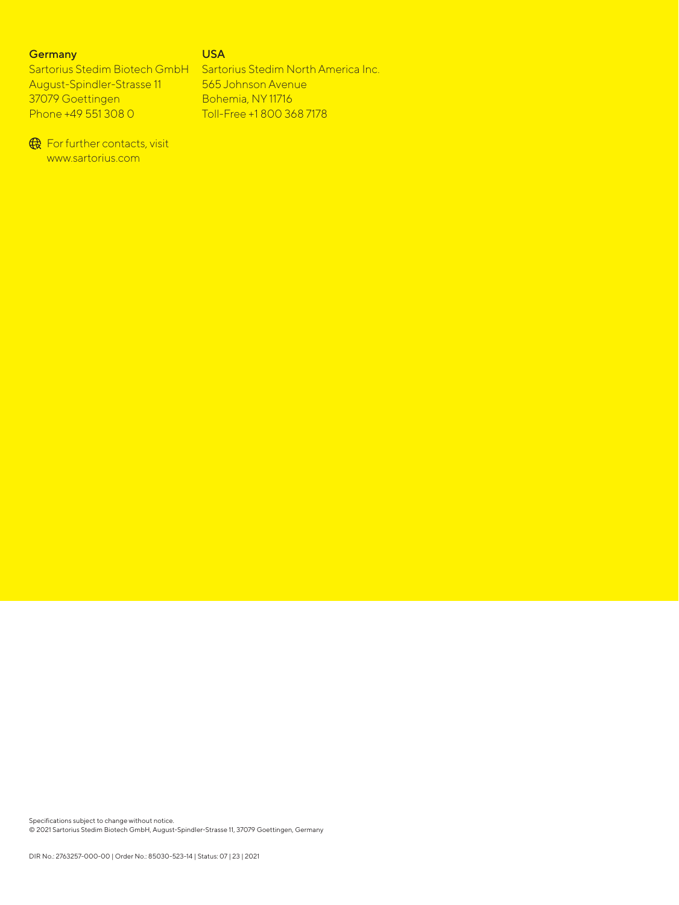**Germany**
Sartorius Stedim Biotech GmbH
August-Spindler-Strasse 11
37079 Goettingen
Phone +49 551 308 0

**USA**
Sartorius Stedim North America Inc.
565 Johnson Avenue
Bohemia, NY 11716
Toll-Free +1 800 368 7178

For further contacts, visit
www.sartorius.com

Specifications subject to change without notice.
© 2021 Sartorius Stedim Biotech GmbH, August-Spindler-Strasse 11, 37079 Goettingen, Germany

DIR No.: 2763257-000-00 | Order No.: 85030-523-14 | Status: 07 | 23 | 2021